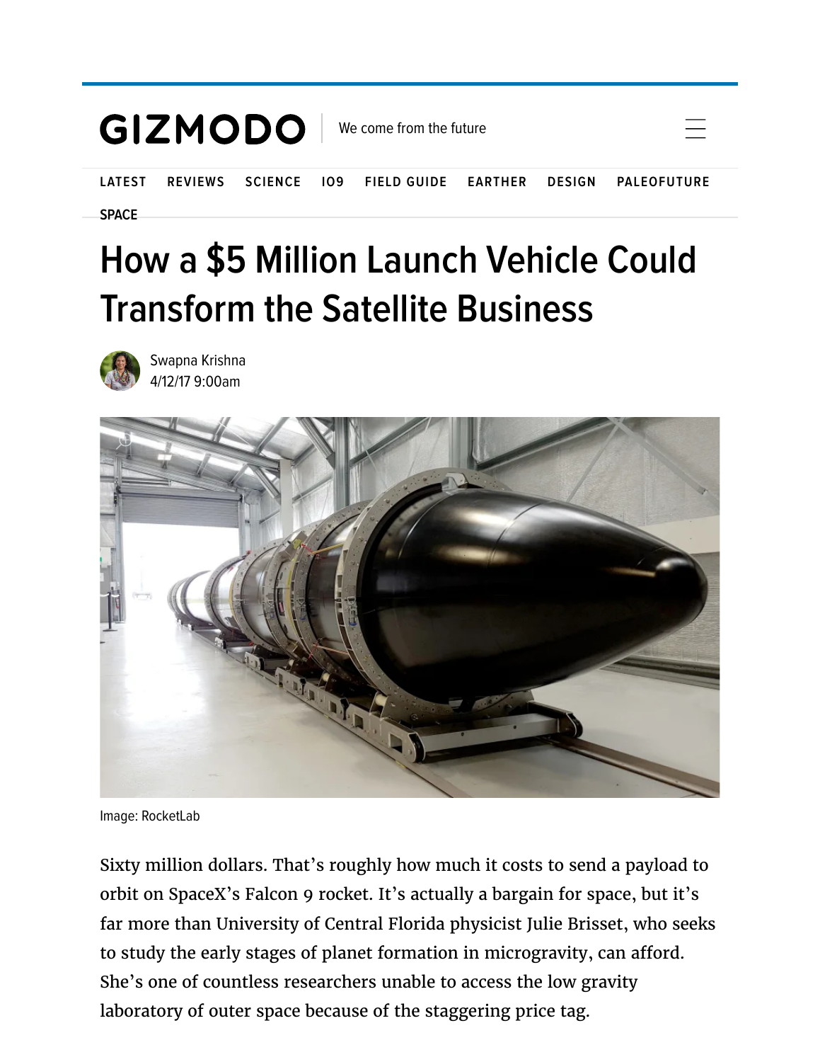GIZMODO | We come from the future

LATEST REVIEWS SCIENCE IO9 FIELD GUIDE EARTHER DESIGN PALEOFUTURE

SPACE

# How a $5 Million Launch Vehicle Could Transform the Satellite Business

Swapna Krishna
4/12/17 9:00am

Image: RocketLab

Sixty million dollars. That's roughly how much it costs to send a payload to orbit on SpaceX's Falcon 9 rocket. It's actually a bargain for space, but it's far more than University of Central Florida physicist Julie Brisset, who seeks to study the early stages of planet formation in microgravity, can afford. She's one of countless researchers unable to access the low gravity laboratory of outer space because of the staggering price tag.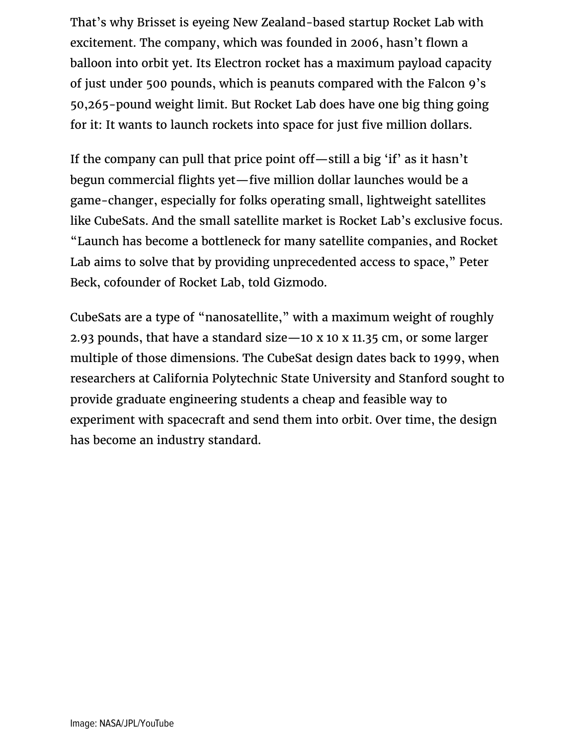That's why Brisset is eyeing New Zealand-based startup Rocket Lab with excitement. The company, which was founded in 2006, hasn't flown a balloon into orbit yet. Its Electron rocket has a maximum payload capacity of just under 500 pounds, which is peanuts compared with the Falcon 9's 50,265-pound weight limit. But Rocket Lab does have one big thing going for it: It wants to launch rockets into space for just five million dollars.

If the company can pull that price point off—still a big 'if' as it hasn't begun commercial flights yet—five million dollar launches would be a game-changer, especially for folks operating small, lightweight satellites like CubeSats. And the small satellite market is Rocket Lab's exclusive focus. "Launch has become a bottleneck for many satellite companies, and Rocket Lab aims to solve that by providing unprecedented access to space," Peter Beck, cofounder of Rocket Lab, told Gizmodo.

CubeSats are a type of "nanosatellite," with a maximum weight of roughly 2.93 pounds, that have a standard size—10 x 10 x 11.35 cm, or some larger multiple of those dimensions. The CubeSat design dates back to 1999, when researchers at California Polytechnic State University and Stanford sought to provide graduate engineering students a cheap and feasible way to experiment with spacecraft and send them into orbit. Over time, the design has become an industry standard.

Image: NASA/JPL/YouTube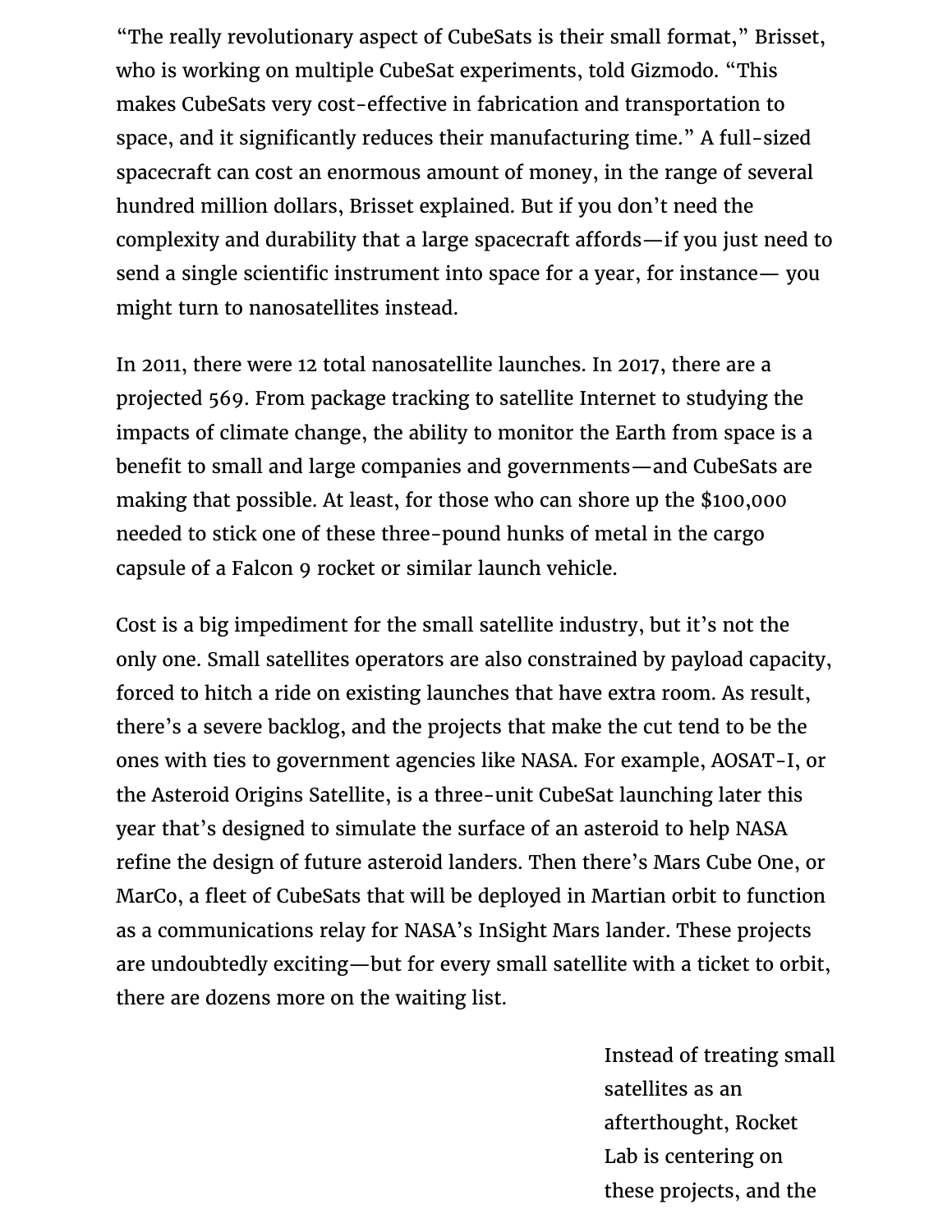"The really revolutionary aspect of CubeSats is their small format," Brisset, who is working on multiple CubeSat experiments, told Gizmodo. "This makes CubeSats very cost-effective in fabrication and transportation to space, and it significantly reduces their manufacturing time." A full-sized spacecraft can cost an enormous amount of money, in the range of several hundred million dollars, Brisset explained. But if you don't need the complexity and durability that a large spacecraft affords—if you just need to send a single scientific instrument into space for a year, for instance— you might turn to nanosatellites instead.

In 2011, there were 12 total nanosatellite launches. In 2017, there are a projected 569. From package tracking to satellite Internet to studying the impacts of climate change, the ability to monitor the Earth from space is a benefit to small and large companies and governments—and CubeSats are making that possible. At least, for those who can shore up the $100,000 needed to stick one of these three-pound hunks of metal in the cargo capsule of a Falcon 9 rocket or similar launch vehicle.

Cost is a big impediment for the small satellite industry, but it's not the only one. Small satellites operators are also constrained by payload capacity, forced to hitch a ride on existing launches that have extra room. As result, there's a severe backlog, and the projects that make the cut tend to be the ones with ties to government agencies like NASA. For example, AOSAT-I, or the Asteroid Origins Satellite, is a three-unit CubeSat launching later this year that's designed to simulate the surface of an asteroid to help NASA refine the design of future asteroid landers. Then there's Mars Cube One, or MarCo, a fleet of CubeSats that will be deployed in Martian orbit to function as a communications relay for NASA's InSight Mars lander. These projects are undoubtedly exciting—but for every small satellite with a ticket to orbit, there are dozens more on the waiting list.

Instead of treating small satellites as an afterthought, Rocket Lab is centering on these projects, and the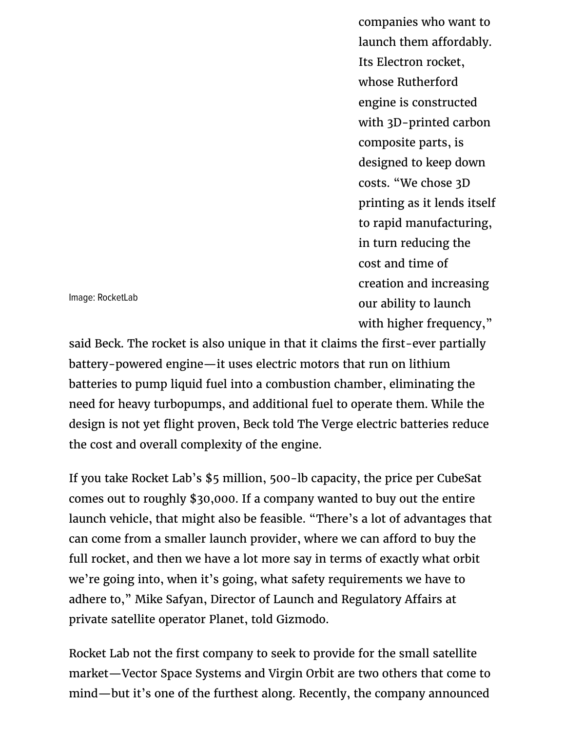Image: RocketLab

companies who want to launch them affordably. Its Electron rocket, whose Rutherford engine is constructed with 3D-printed carbon composite parts, is designed to keep down costs. "We chose 3D printing as it lends itself to rapid manufacturing, in turn reducing the cost and time of creation and increasing our ability to launch with higher frequency," said Beck. The rocket is also unique in that it claims the first-ever partially battery-powered engine—it uses electric motors that run on lithium batteries to pump liquid fuel into a combustion chamber, eliminating the need for heavy turbopumps, and additional fuel to operate them. While the design is not yet flight proven, Beck told The Verge electric batteries reduce the cost and overall complexity of the engine.

If you take Rocket Lab's $5 million, 500-lb capacity, the price per CubeSat comes out to roughly $30,000. If a company wanted to buy out the entire launch vehicle, that might also be feasible. "There's a lot of advantages that can come from a smaller launch provider, where we can afford to buy the full rocket, and then we have a lot more say in terms of exactly what orbit we're going into, when it's going, what safety requirements we have to adhere to," Mike Safyan, Director of Launch and Regulatory Affairs at private satellite operator Planet, told Gizmodo.

Rocket Lab not the first company to seek to provide for the small satellite market—Vector Space Systems and Virgin Orbit are two others that come to mind—but it's one of the furthest along. Recently, the company announced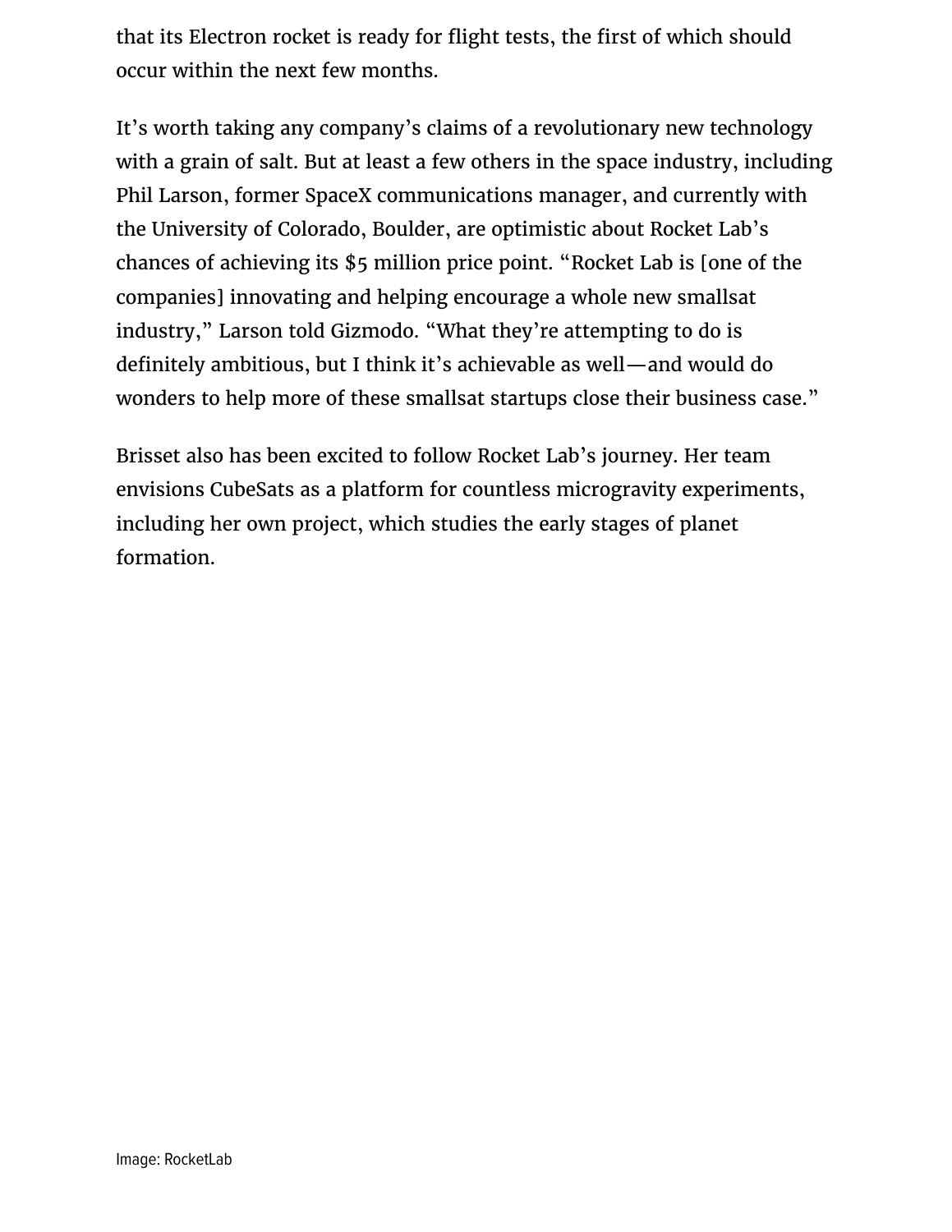that its Electron rocket is ready for flight tests, the first of which should occur within the next few months.

It's worth taking any company's claims of a revolutionary new technology with a grain of salt. But at least a few others in the space industry, including Phil Larson, former SpaceX communications manager, and currently with the University of Colorado, Boulder, are optimistic about Rocket Lab's chances of achieving its $5 million price point. "Rocket Lab is [one of the companies] innovating and helping encourage a whole new smallsat industry," Larson told Gizmodo. "What they're attempting to do is definitely ambitious, but I think it's achievable as well—and would do wonders to help more of these smallsat startups close their business case."

Brisset also has been excited to follow Rocket Lab's journey. Her team envisions CubeSats as a platform for countless microgravity experiments, including her own project, which studies the early stages of planet formation.

Image: RocketLab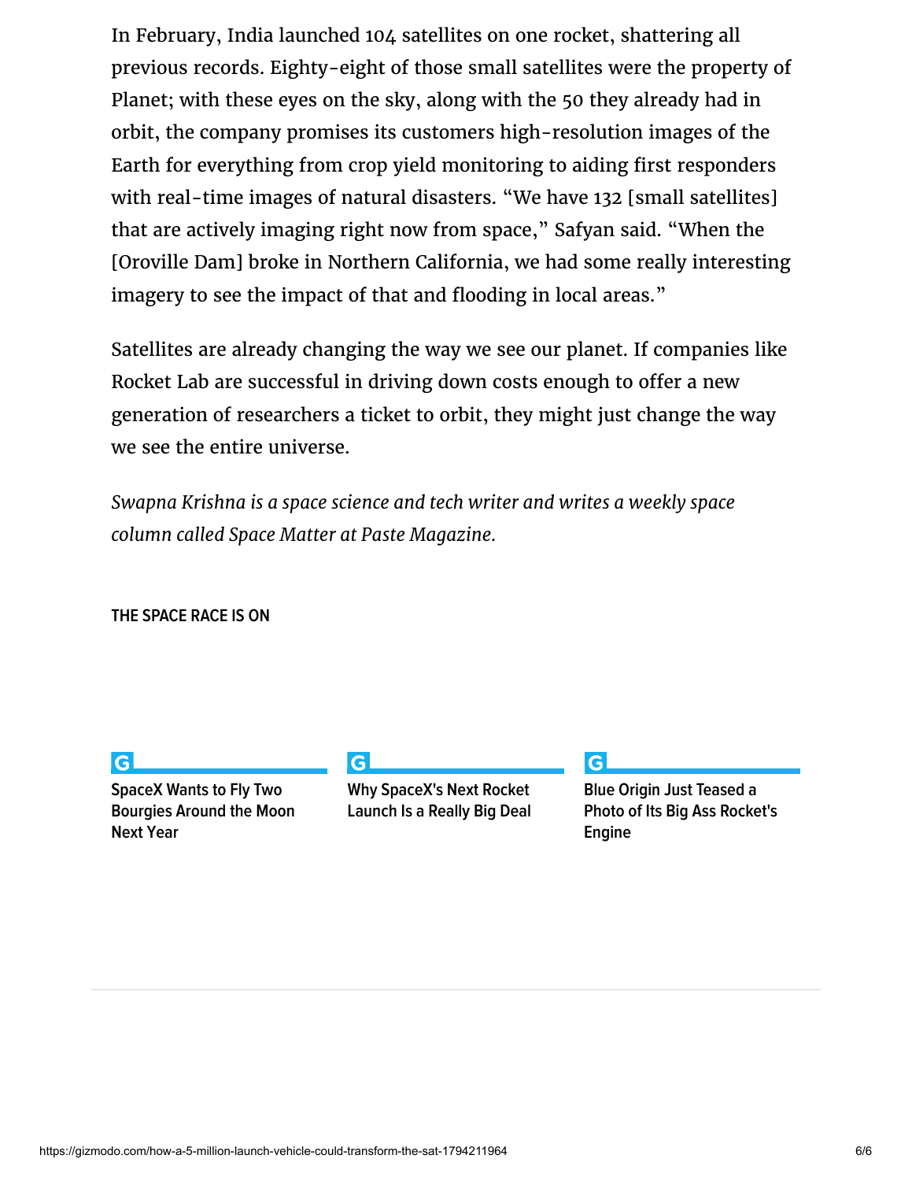In February, India launched 104 satellites on one rocket, shattering all previous records. Eighty-eight of those small satellites were the property of Planet; with these eyes on the sky, along with the 50 they already had in orbit, the company promises its customers high-resolution images of the Earth for everything from crop yield monitoring to aiding first responders with real-time images of natural disasters. "We have 132 [small satellites] that are actively imaging right now from space," Safyan said. "When the [Oroville Dam] broke in Northern California, we had some really interesting imagery to see the impact of that and flooding in local areas."

Satellites are already changing the way we see our planet. If companies like Rocket Lab are successful in driving down costs enough to offer a new generation of researchers a ticket to orbit, they might just change the way we see the entire universe.

*Swapna Krishna is a space science and tech writer and writes a weekly space column called Space Matter at Paste Magazine.*

**THE SPACE RACE IS ON**

**SpaceX Wants to Fly Two Bourgies Around the Moon Next Year**

**Why SpaceX's Next Rocket Launch Is a Really Big Deal**

**Blue Origin Just Teased a Photo of Its Big Ass Rocket's Engine**